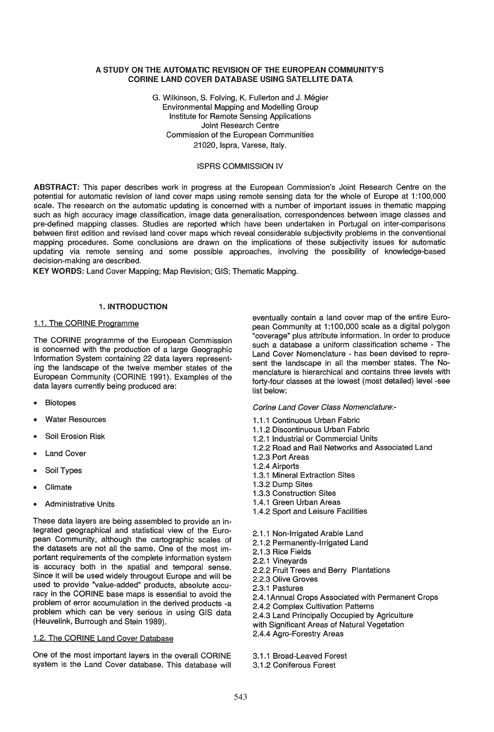# A STUDY ON THE AUTOMATIC REVISION OF THE EUROPEAN COMMUNITY'S CORINE LAND COVER DATABASE USING SATELLITE DATA

G. Wilkinson, S. Folving, K. Fullerton and J. Mégier
Environmental Mapping and Modelling Group
Institute for Remote Sensing Applications
Joint Research Centre
Commission of the European Communities
21020, Ispra, Varese, Italy.

ISPRS COMMISSION IV

**ABSTRACT:** This paper describes work in progress at the European Commission's Joint Research Centre on the potential for automatic revision of land cover maps using remote sensing data for the whole of Europe at 1:100,000 scale. The research on the automatic updating is concerned with a number of important issues in thematic mapping such as high accuracy image classification, image data generalisation, correspondences between image classes and pre-defined mapping classes. Studies are reported which have been undertaken in Portugal on inter-comparisons between first edition and revised land cover maps which reveal considerable subjectivity problems in the conventional mapping procedures. Some conclusions are drawn on the implications of these subjectivity issues for automatic updating via remote sensing and some possible approaches, involving the possibility of knowledge-based decision-making are described.

**KEY WORDS:** Land Cover Mapping; Map Revision; GIS; Thematic Mapping.

## 1. INTRODUCTION

### 1.1. The CORINE Programme

The CORINE programme of the European Commission is concerned with the production of a large Geographic Information System containing 22 data layers representing the landscape of the twelve member states of the European Community (CORINE 1991). Examples of the data layers currently being produced are:

- Biotopes
- Water Resources
- Soil Erosion Risk
- Land Cover
- Soil Types
- Climate
- Administrative Units

These data layers are being assembled to provide an integrated geographical and statistical view of the European Community, although the cartographic scales of the datasets are not all the same. One of the most important requirements of the complete information system is accuracy both in the spatial and temporal sense. Since it will be used widely througout Europe and will be used to provide "value-added" products, absolute accuracy in the CORINE base maps is essential to avoid the problem of error accumulation in the derived products -a problem which can be very serious in using GIS data (Heuvelink, Burrough and Stein 1989).

### 1.2. The CORINE Land Cover Database

One of the most important layers in the overall CORINE system is the Land Cover database. This database will eventually contain a land cover map of the entire European Community at 1:100,000 scale as a digital polygon "coverage" plus attribute information. In order to produce such a database a uniform classification scheme - The Land Cover Nomenclature - has been devised to represent the landscape in all the member states. The Nomenclature is hierarchical and contains three levels with forty-four classes at the lowest (most detailed) level -see list below:

*Corine Land Cover Class Nomenclature:-*

1.1.1 Continuous Urban Fabric
1.1.2 Discontinuous Urban Fabric
1.2.1 Industrial or Commercial Units
1.2.2 Road and Rail Networks and Associated Land
1.2.3 Port Areas
1.2.4 Airports
1.3.1 Mineral Extraction Sites
1.3.2 Dump Sites
1.3.3 Construction Sites
1.4.1 Green Urban Areas
1.4.2 Sport and Leisure Facilities

2.1.1 Non-Irrigated Arable Land
2.1.2 Permanently-Irrigated Land
2.1.3 Rice Fields
2.2.1 Vineyards
2.2.2 Fruit Trees and Berry Plantations
2.2.3 Olive Groves
2.3.1 Pastures
2.4.1 Annual Crops Associated with Permanent Crops
2.4.2 Complex Cultivation Patterns
2.4.3 Land Principally Occupied by Agriculture with Significant Areas of Natural Vegetation
2.4.4 Agro-Forestry Areas

3.1.1 Broad-Leaved Forest
3.1.2 Coniferous Forest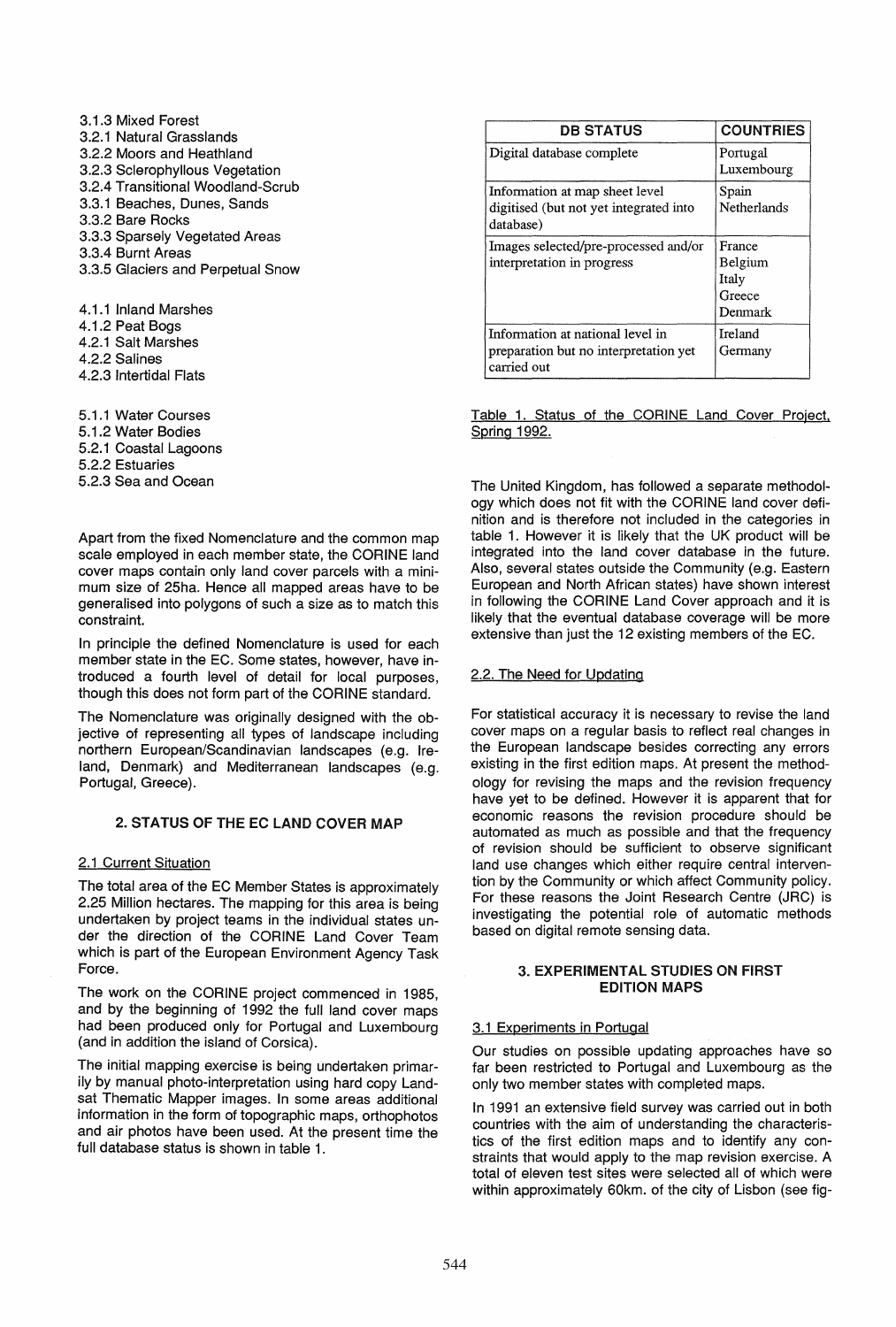3.1.3 Mixed Forest
3.2.1 Natural Grasslands
3.2.2 Moors and Heathland
3.2.3 Sclerophyllous Vegetation
3.2.4 Transitional Woodland-Scrub
3.3.1 Beaches, Dunes, Sands
3.3.2 Bare Rocks
3.3.3 Sparsely Vegetated Areas
3.3.4 Burnt Areas
3.3.5 Glaciers and Perpetual Snow

4.1.1 Inland Marshes
4.1.2 Peat Bogs
4.2.1 Salt Marshes
4.2.2 Salines
4.2.3 Intertidal Flats

5.1.1 Water Courses
5.1.2 Water Bodies
5.2.1 Coastal Lagoons
5.2.2 Estuaries
5.2.3 Sea and Ocean

Apart from the fixed Nomenclature and the common map scale employed in each member state, the CORINE land cover maps contain only land cover parcels with a minimum size of 25ha. Hence all mapped areas have to be generalised into polygons of such a size as to match this constraint.

In principle the defined Nomenclature is used for each member state in the EC. Some states, however, have introduced a fourth level of detail for local purposes, though this does not form part of the CORINE standard.

The Nomenclature was originally designed with the objective of representing all types of landscape including northern European/Scandinavian landscapes (e.g. Ireland, Denmark) and Mediterranean landscapes (e.g. Portugal, Greece).

## 2. STATUS OF THE EC LAND COVER MAP

### 2.1 Current Situation

The total area of the EC Member States is approximately 2.25 Million hectares. The mapping for this area is being undertaken by project teams in the individual states under the direction of the CORINE Land Cover Team which is part of the European Environment Agency Task Force.

The work on the CORINE project commenced in 1985, and by the beginning of 1992 the full land cover maps had been produced only for Portugal and Luxembourg (and in addition the island of Corsica).

The initial mapping exercise is being undertaken primarily by manual photo-interpretation using hard copy Landsat Thematic Mapper images. In some areas additional information in the form of topographic maps, orthophotos and air photos have been used. At the present time the full database status is shown in table 1.

| DB STATUS | COUNTRIES |
|---|---|
| Digital database complete | Portugal<br>Luxembourg |
| Information at map sheet level digitised (but not yet integrated into database) | Spain<br>Netherlands |
| Images selected/pre-processed and/or interpretation in progress | France<br>Belgium<br>Italy<br>Greece<br>Denmark |
| Information at national level in preparation but no interpretation yet carried out | Ireland<br>Germany |

Table 1. Status of the CORINE Land Cover Project, Spring 1992.

The United Kingdom, has followed a separate methodology which does not fit with the CORINE land cover definition and is therefore not included in the categories in table 1. However it is likely that the UK product will be integrated into the land cover database in the future. Also, several states outside the Community (e.g. Eastern European and North African states) have shown interest in following the CORINE Land Cover approach and it is likely that the eventual database coverage will be more extensive than just the 12 existing members of the EC.

### 2.2. The Need for Updating

For statistical accuracy it is necessary to revise the land cover maps on a regular basis to reflect real changes in the European landscape besides correcting any errors existing in the first edition maps. At present the methodology for revising the maps and the revision frequency have yet to be defined. However it is apparent that for economic reasons the revision procedure should be automated as much as possible and that the frequency of revision should be sufficient to observe significant land use changes which either require central intervention by the Community or which affect Community policy. For these reasons the Joint Research Centre (JRC) is investigating the potential role of automatic methods based on digital remote sensing data.

## 3. EXPERIMENTAL STUDIES ON FIRST EDITION MAPS

### 3.1 Experiments in Portugal

Our studies on possible updating approaches have so far been restricted to Portugal and Luxembourg as the only two member states with completed maps.

In 1991 an extensive field survey was carried out in both countries with the aim of understanding the characteristics of the first edition maps and to identify any constraints that would apply to the map revision exercise. A total of eleven test sites were selected all of which were within approximately 60km. of the city of Lisbon (see fig-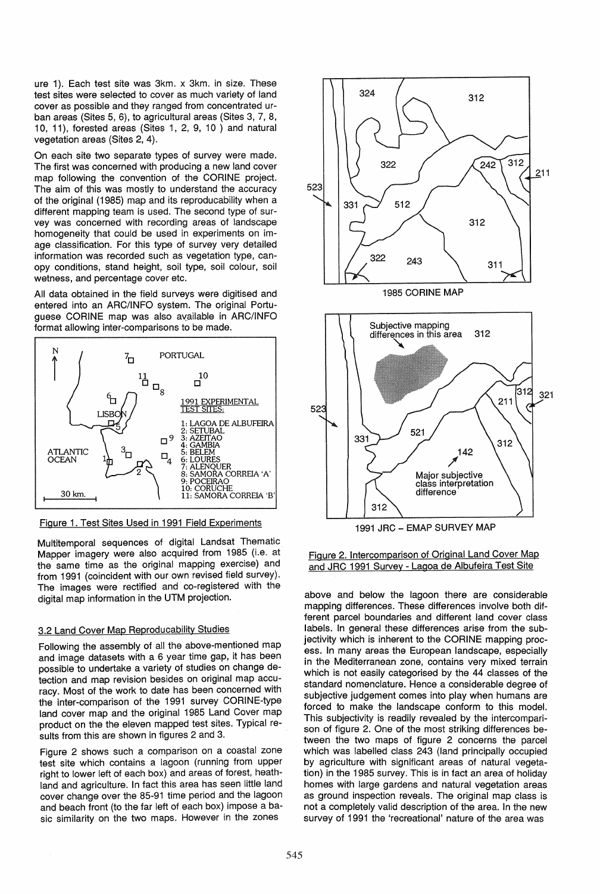ure 1). Each test site was 3km. x 3km. in size. These test sites were selected to cover as much variety of land cover as possible and they ranged from concentrated urban areas (Sites 5, 6), to agricultural areas (Sites 3, 7, 8, 10, 11), forested areas (Sites 1, 2, 9, 10 ) and natural vegetation areas (Sites 2, 4).

On each site two separate types of survey were made. The first was concerned with producing a new land cover map following the convention of the CORINE project. The aim of this was mostly to understand the accuracy of the original (1985) map and its reproducibility when a different mapping team is used. The second type of survey was concerned with recording areas of landscape homogeneity that could be used in experiments on image classification. For this type of survey very detailed information was recorded such as vegetation type, canopy conditions, stand height, soil type, soil colour, soil wetness, and percentage cover etc.

All data obtained in the field surveys were digitised and entered into an ARC/INFO system. The original Portuguese CORINE map was also available in ARC/INFO format allowing inter-comparisons to be made.

Figure 1. Test Sites Used in 1991 Field Experiments

Multitemporal sequences of digital Landsat Thematic Mapper imagery were also acquired from 1985 (i.e. at the same time as the original mapping exercise) and from 1991 (coincident with our own revised field survey). The images were rectified and co-registered with the digital map information in the UTM projection.

### 3.2 Land Cover Map Reproducibility Studies

Following the assembly of all the above-mentioned map and image datasets with a 6 year time gap, it has been possible to undertake a variety of studies on change detection and map revision besides on original map accuracy. Most of the work to date has been concerned with the inter-comparison of the 1991 survey CORINE-type land cover map and the original 1985 Land Cover map product on the the eleven mapped test sites. Typical results from this are shown in figures 2 and 3.

Figure 2 shows such a comparison on a coastal zone test site which contains a lagoon (running from upper right to lower left of each box) and areas of forest, heathland and agriculture. In fact this area has seen little land cover change over the 85-91 time period and the lagoon and beach front (to the far left of each box) impose a basic similarity on the two maps. However in the zones above and below the lagoon there are considerable mapping differences. These differences involve both different parcel boundaries and different land cover class labels. In general these differences arise from the subjectivity which is inherent to the CORINE mapping process. In many areas the European landscape, especially in the Mediterranean zone, contains very mixed terrain which is not easily categorised by the 44 classes of the standard nomenclature. Hence a considerable degree of subjective judgement comes into play when humans are forced to make the landscape conform to this model. This subjectivity is readily revealed by the intercomparison of figure 2. One of the most striking differences between the two maps of figure 2 concerns the parcel which was labelled class 243 (land principally occupied by agriculture with significant areas of natural vegetation) in the 1985 survey. This is in fact an area of holiday homes with large gardens and natural vegetation areas as ground inspection reveals. The original map class is not a completely valid description of the area. In the new survey of 1991 the 'recreational' nature of the area was

Figure 2. Intercomparison of Original Land Cover Map and JRC 1991 Survey - Lagoa de Albufeira Test Site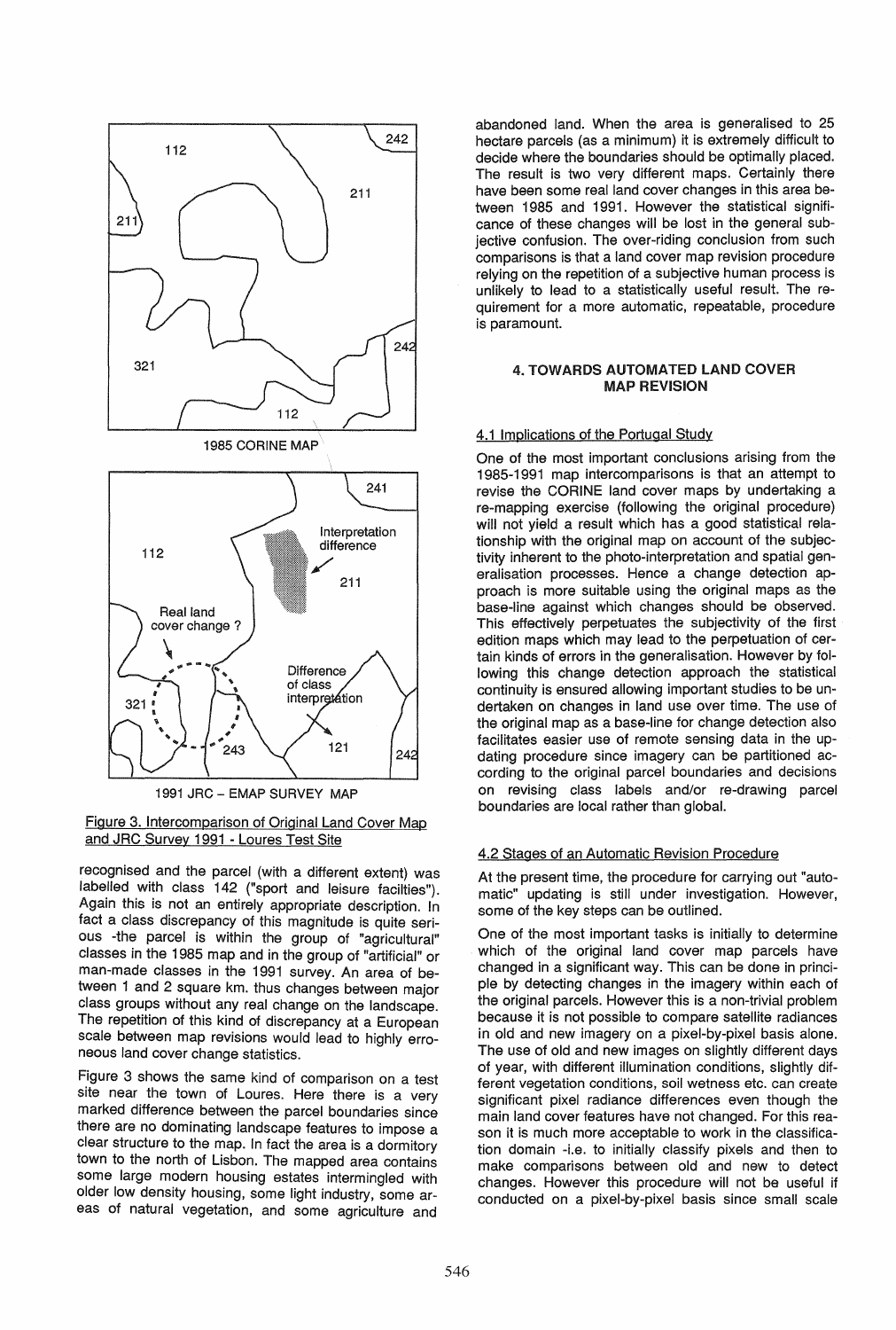Figure 3. Intercomparison of Original Land Cover Map and JRC Survey 1991 - Loures Test Site

recognised and the parcel (with a different extent) was labelled with class 142 ("sport and leisure facilties"). Again this is not an entirely appropriate description. In fact a class discrepancy of this magnitude is quite serious -the parcel is within the group of "agricultural" classes in the 1985 map and in the group of "artificial" or man-made classes in the 1991 survey. An area of between 1 and 2 square km. thus changes between major class groups without any real change on the landscape. The repetition of this kind of discrepancy at a European scale between map revisions would lead to highly erroneous land cover change statistics.

Figure 3 shows the same kind of comparison on a test site near the town of Loures. Here there is a very marked difference between the parcel boundaries since there are no dominating landscape features to impose a clear structure to the map. In fact the area is a dormitory town to the north of Lisbon. The mapped area contains some large modern housing estates intermingled with older low density housing, some light industry, some areas of natural vegetation, and some agriculture and abandoned land. When the area is generalised to 25 hectare parcels (as a minimum) it is extremely difficult to decide where the boundaries should be optimally placed. The result is two very different maps. Certainly there have been some real land cover changes in this area between 1985 and 1991. However the statistical significance of these changes will be lost in the general subjective confusion. The over-riding conclusion from such comparisons is that a land cover map revision procedure relying on the repetition of a subjective human process is unlikely to lead to a statistically useful result. The requirement for a more automatic, repeatable, procedure is paramount.

## 4. TOWARDS AUTOMATED LAND COVER MAP REVISION

### 4.1 Implications of the Portugal Study

One of the most important conclusions arising from the 1985-1991 map intercomparisons is that an attempt to revise the CORINE land cover maps by undertaking a re-mapping exercise (following the original procedure) will not yield a result which has a good statistical relationship with the original map on account of the subjectivity inherent to the photo-interpretation and spatial generalisation processes. Hence a change detection approach is more suitable using the original maps as the base-line against which changes should be observed. This effectively perpetuates the subjectivity of the first edition maps which may lead to the perpetuation of certain kinds of errors in the generalisation. However by following this change detection approach the statistical continuity is ensured allowing important studies to be undertaken on changes in land use over time. The use of the original map as a base-line for change detection also facilitates easier use of remote sensing data in the updating procedure since imagery can be partitioned according to the original parcel boundaries and decisions on revising class labels and/or re-drawing parcel boundaries are local rather than global.

### 4.2 Stages of an Automatic Revision Procedure

At the present time, the procedure for carrying out "automatic" updating is still under investigation. However, some of the key steps can be outlined.

One of the most important tasks is initially to determine which of the original land cover map parcels have changed in a significant way. This can be done in principle by detecting changes in the imagery within each of the original parcels. However this is a non-trivial problem because it is not possible to compare satellite radiances in old and new imagery on a pixel-by-pixel basis alone. The use of old and new images on slightly different days of year, with different illumination conditions, slightly different vegetation conditions, soil wetness etc. can create significant pixel radiance differences even though the main land cover features have not changed. For this reason it is much more acceptable to work in the classification domain -i.e. to initially classify pixels and then to make comparisons between old and new to detect changes. However this procedure will not be useful if conducted on a pixel-by-pixel basis since small scale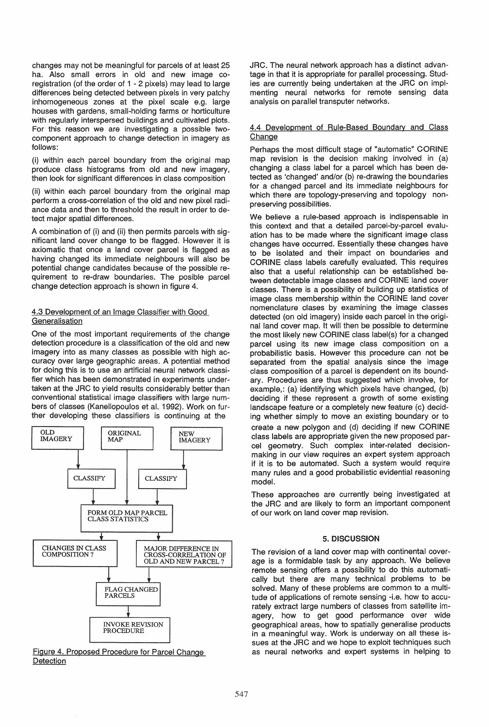changes may not be meaningful for parcels of at least 25 ha. Also small errors in old and new image co-registration (of the order of 1 - 2 pixels) may lead to large differences being detected between pixels in very patchy inhomogeneous zones at the pixel scale e.g. large houses with gardens, small-holding farms or horticulture with regularly interspersed buildings and cultivated plots. For this reason we are investigating a possible two-component approach to change detection in imagery as follows:

(i) within each parcel boundary from the original map produce class histograms from old and new imagery, then look for significant differences in class composition

(ii) within each parcel boundary from the original map perform a cross-correlation of the old and new pixel radiance data and then to threshold the result in order to detect major spatial differences.

A combination of (i) and (ii) then permits parcels with significant land cover change to be flagged. However it is axiomatic that once a land cover parcel is flagged as having changed its immediate neighbours will also be potential change candidates because of the possible requirement to re-draw boundaries. The posible parcel change detection approach is shown in figure 4.

### 4.3 Development of an Image Classifier with Good Generalisation

One of the most important requirements of the change detection procedure is a classification of the old and new imagery into as many classes as possible with high accuracy over large geographic areas. A potential method for doing this is to use an artificial neural network classifier which has been demonstrated in experiments undertaken at the JRC to yield results considerably better than conventional statistical image classifiers with large numbers of classes (Kanellopoulos et al. 1992). Work on further developing these classifiers is continuing at the JRC. The neural network approach has a distinct advantage in that it is appropriate for parallel processing. Studies are currently being undertaken at the JRC on implementing neural networks for remote sensing data analysis on parallel transputer networks.

```
OLD IMAGERY        ORIGINAL MAP        NEW IMAGERY
     |                  |                   |
 CLASSIFY               |               CLASSIFY
     |                  |                   |
     +-------> FORM OLD MAP PARCEL <--------+
               CLASS STATISTICS
               |              |
CHANGES IN CLASS        MAJOR DIFFERENCE IN
COMPOSITION ?           CROSS-CORRELATION OF
               |        OLD AND NEW PARCEL ?
               |              |
             FLAG CHANGED PARCELS
                      |
           INVOKE REVISION PROCEDURE
```

Figure 4. Proposed Procedure for Parcel Change Detection

### 4.4 Development of Rule-Based Boundary and Class Change

Perhaps the most difficult stage of "automatic" CORINE map revision is the decision making involved in (a) changing a class label for a parcel which has been detected as 'changed' and/or (b) re-drawing the boundaries for a changed parcel and its immediate neighbours for which there are topology-preserving and topology non-preserving possibilities.

We believe a rule-based approach is indispensable in this context and that a detailed parcel-by-parcel evaluation has to be made where the significant image class changes have occurred. Essentially these changes have to be isolated and their impact on boundaries and CORINE class labels carefully evaluated. This requires also that a useful relationship can be established between detectable image classes and CORINE land cover classes. There is a possibility of building up statistics of image class membership within the CORINE land cover nomenclature clases by examining the image classes detected (on old imagery) inside each parcel in the original land cover map. It will then be possible to determine the most likely new CORINE class label(s) for a changed parcel using its new image class composition on a probabilistic basis. However this procedure can not be separated from the spatial analysis since the image class composition of a parcel is dependent on its boundary. Procedures are thus suggested which involve, for example,: (a) identifying which pixels have changed, (b) deciding if these represent a growth of some existing landscape feature or a completely new feature (c) deciding whether simply to move an existing boundary or to create a new polygon and (d) deciding if new CORINE class labels are appropriate given the new proposed parcel geometry. Such complex inter-related decision-making in our view requires an expert system approach if it is to be automated. Such a system would require many rules and a good probabilistic evidential reasoning model.

These approaches are currently being investigated at the JRC and are likely to form an important component of our work on land cover map revision.

## 5. DISCUSSION

The revision of a land cover map with continental coverage is a formidable task by any approach. We believe remote sensing offers a possibility to do this automatically but there are many technical problems to be solved. Many of these problems are common to a multitude of applications of remote sensing -i.e. how to accurately extract large numbers of classes from satellite imagery, how to get good performance over wide geographical areas, how to spatially generalise products in a meaningful way. Work is underway on all these issues at the JRC and we hope to exploit techniques such as neural networks and expert systems in helping to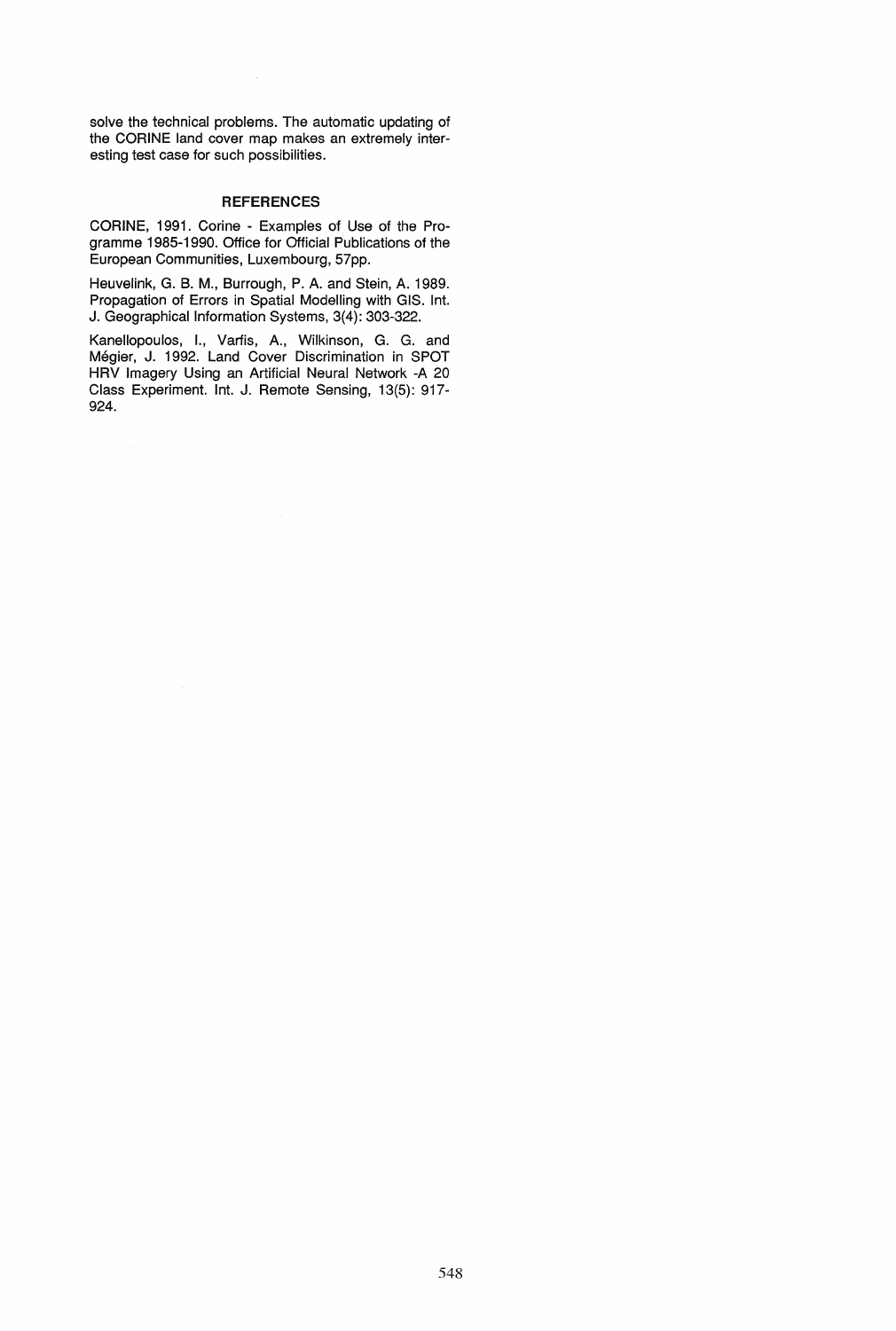solve the technical problems. The automatic updating of the CORINE land cover map makes an extremely interesting test case for such possibilities.

## REFERENCES

CORINE, 1991. Corine - Examples of Use of the Programme 1985-1990. Office for Official Publications of the European Communities, Luxembourg, 57pp.

Heuvelink, G. B. M., Burrough, P. A. and Stein, A. 1989. Propagation of Errors in Spatial Modelling with GIS. Int. J. Geographical Information Systems, 3(4): 303-322.

Kanellopoulos, I., Varfis, A., Wilkinson, G. G. and Mégier, J. 1992. Land Cover Discrimination in SPOT HRV Imagery Using an Artificial Neural Network -A 20 Class Experiment. Int. J. Remote Sensing, 13(5): 917-924.